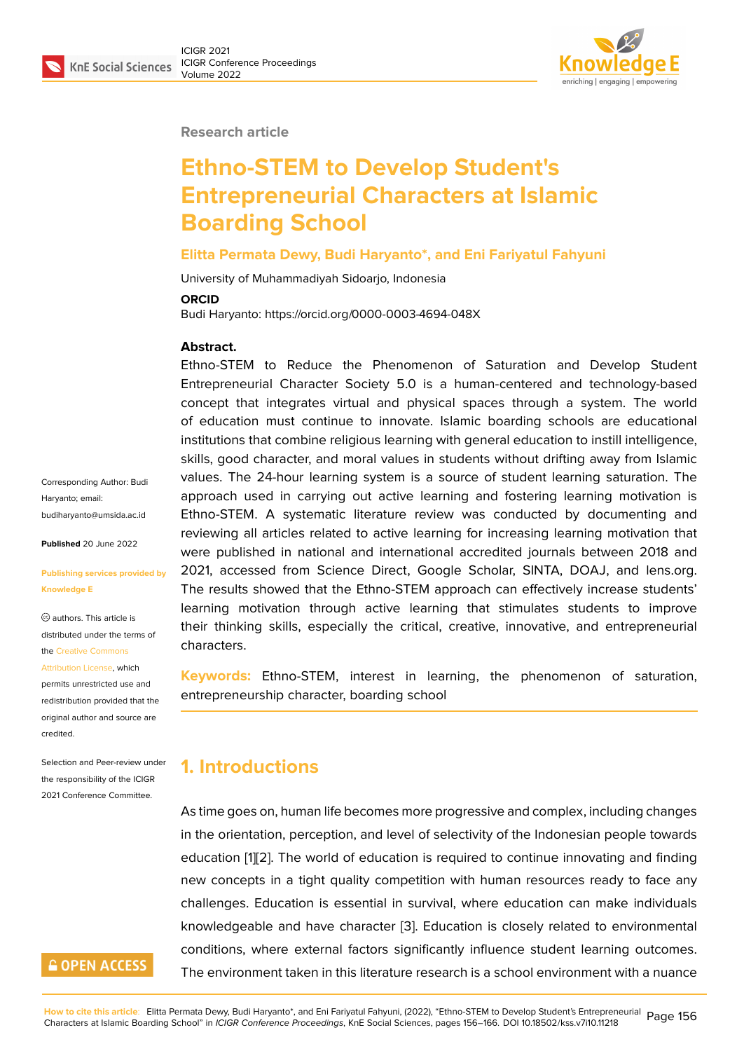Research article

# Ethno-STEM to Develop Student's Entrepreneurial Characters at Islamic Boarding School

**Elitta Permata Dewy, Budi Haryanto*, and Eni Fariyatul Fahyuni**

University of Muhammadiyah Sidoarjo, Indonesia

**ORCID**

Budi Haryanto: https://orcid.org/0000-0003-4694-048X

Corresponding Author: Budi Haryanto; email: budiharyanto@umsida.ac.id

**Published** 20 June 2022

**Publishing services provided by Knowledge E**

© authors. This article is distributed under the terms of the Creative Commons Attribution License, which permits unrestricted use and redistribution provided that the original author and source are credited.

Selection and Peer-review under the responsibility of the ICIGR 2021 Conference Committee.

**Abstract.**

Ethno-STEM to Reduce the Phenomenon of Saturation and Develop Student Entrepreneurial Character Society 5.0 is a human-centered and technology-based concept that integrates virtual and physical spaces through a system. The world of education must continue to innovate. Islamic boarding schools are educational institutions that combine religious learning with general education to instill intelligence, skills, good character, and moral values in students without drifting away from Islamic values. The 24-hour learning system is a source of student learning saturation. The approach used in carrying out active learning and fostering learning motivation is Ethno-STEM. A systematic literature review was conducted by documenting and reviewing all articles related to active learning for increasing learning motivation that were published in national and international accredited journals between 2018 and 2021, accessed from Science Direct, Google Scholar, SINTA, DOAJ, and lens.org. The results showed that the Ethno-STEM approach can effectively increase students' learning motivation through active learning that stimulates students to improve their thinking skills, especially the critical, creative, innovative, and entrepreneurial characters.

**Keywords:** Ethno-STEM, interest in learning, the phenomenon of saturation, entrepreneurship character, boarding school

## 1. Introductions

As time goes on, human life becomes more progressive and complex, including changes in the orientation, perception, and level of selectivity of the Indonesian people towards education [1][2]. The world of education is required to continue innovating and finding new concepts in a tight quality competition with human resources ready to face any challenges. Education is essential in survival, where education can make individuals knowledgeable and have character [3]. Education is closely related to environmental conditions, where external factors significantly influence student learning outcomes. The environment taken in this literature research is a school environment with a nuance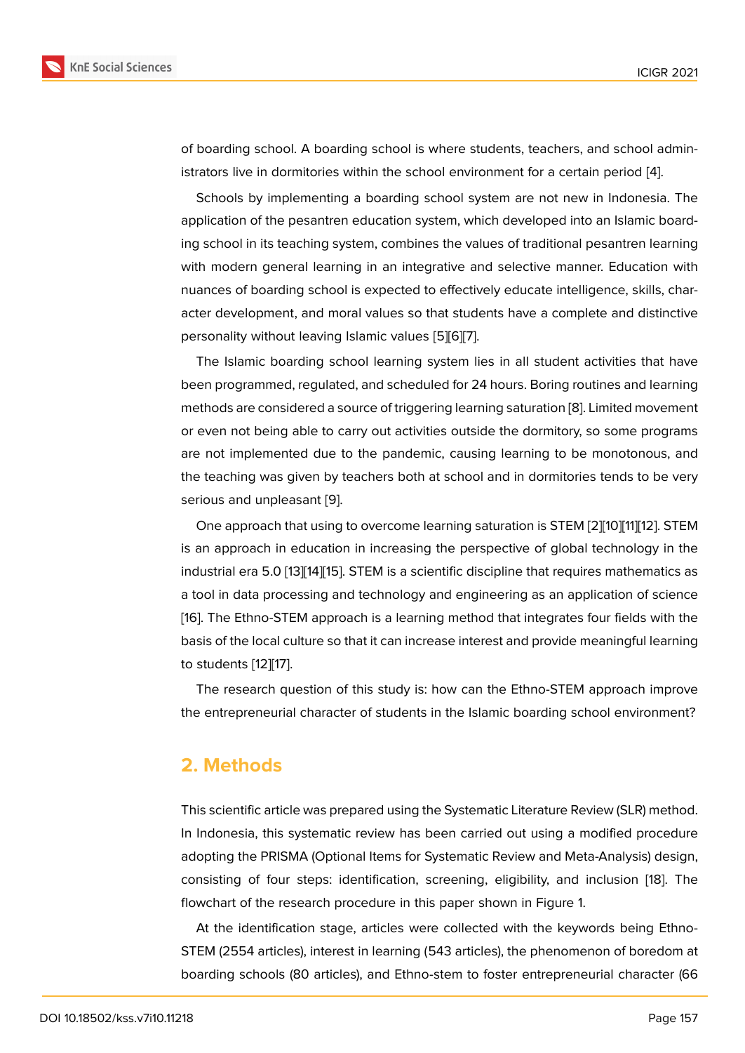of boarding school. A boarding school is where students, teachers, and school administrators live in dormitories within the school environment for a certain period [4].

Schools by implementing a boarding school system are not new in Indonesia. The application of the pesantren education system, which developed into an Islamic boarding school in its teaching system, combines the values of traditional pesantren learning with modern general learning in an integrative and selective manner. Education with nuances of boarding school is expected to effectively educate intelligence, skills, character development, and moral values so that students have a complete and distinctive personality without leaving Islamic values [5][6][7].

The Islamic boarding school learning system lies in all student activities that have been programmed, regulated, and scheduled for 24 hours. Boring routines and learning methods are considered a source of triggering learning saturation [8]. Limited movement or even not being able to carry out activities outside the dormitory, so some programs are not implemented due to the pandemic, causing learning to be monotonous, and the teaching was given by teachers both at school and in dormitories tends to be very serious and unpleasant [9].

One approach that using to overcome learning saturation is STEM [2][10][11][12]. STEM is an approach in education in increasing the perspective of global technology in the industrial era 5.0 [13][14][15]. STEM is a scientific discipline that requires mathematics as a tool in data processing and technology and engineering as an application of science [16]. The Ethno-STEM approach is a learning method that integrates four fields with the basis of the local culture so that it can increase interest and provide meaningful learning to students [12][17].

The research question of this study is: how can the Ethno-STEM approach improve the entrepreneurial character of students in the Islamic boarding school environment?

## 2. Methods

This scientific article was prepared using the Systematic Literature Review (SLR) method. In Indonesia, this systematic review has been carried out using a modified procedure adopting the PRISMA (Optional Items for Systematic Review and Meta-Analysis) design, consisting of four steps: identification, screening, eligibility, and inclusion [18]. The flowchart of the research procedure in this paper shown in Figure 1.

At the identification stage, articles were collected with the keywords being Ethno-STEM (2554 articles), interest in learning (543 articles), the phenomenon of boredom at boarding schools (80 articles), and Ethno-stem to foster entrepreneurial character (66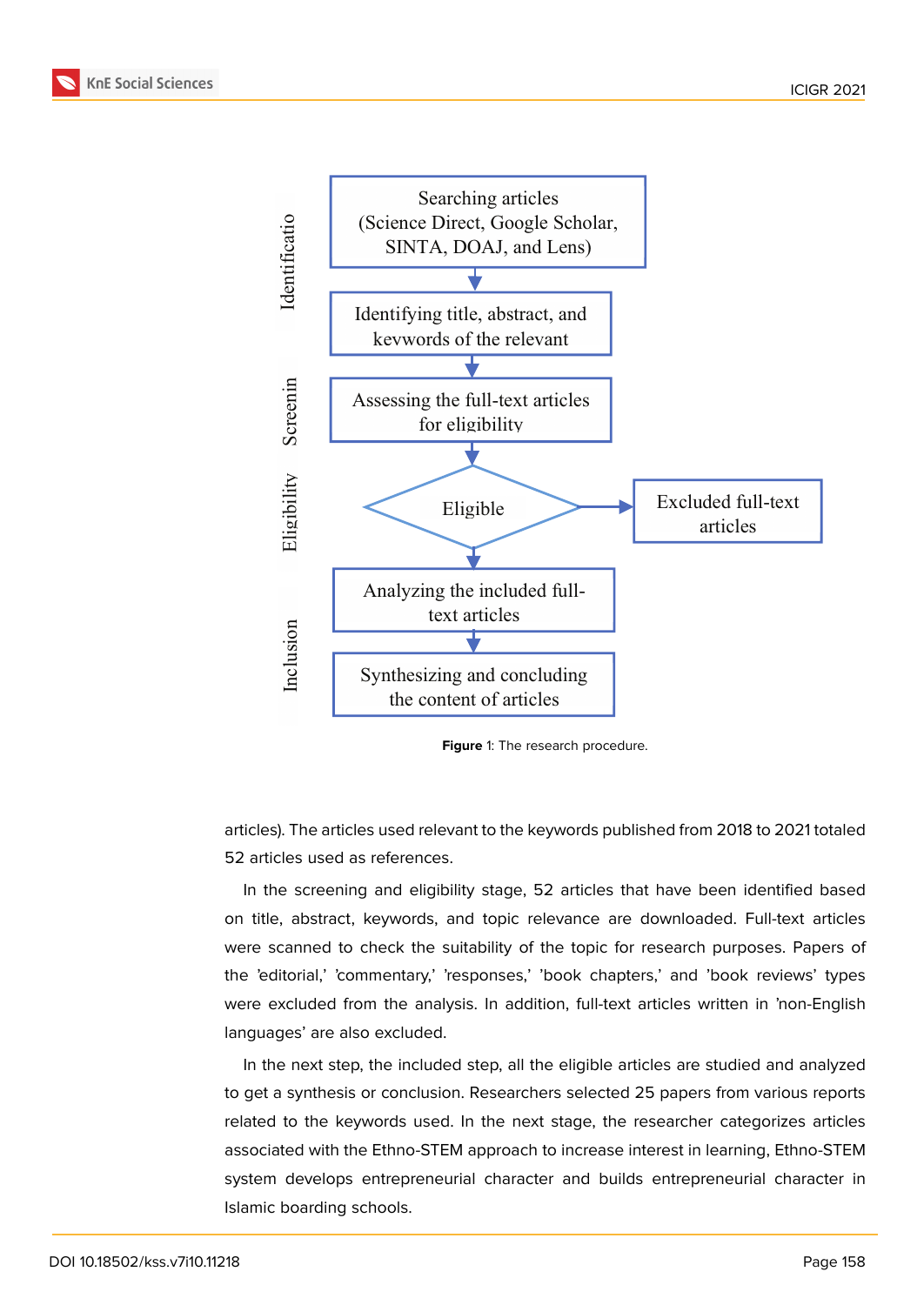Identificatio

Searching articles (Science Direct, Google Scholar, SINTA, DOAJ, and Lens)

Identifying title, abstract, and keywords of the relevant

Screenin

Assessing the full-text articles for eligibility

Eligibility

Eligible

Excluded full-text articles

Inclusion

Analyzing the included full-text articles

Synthesizing and concluding the content of articles

**Figure** 1: The research procedure.

articles). The articles used relevant to the keywords published from 2018 to 2021 totaled 52 articles used as references.

In the screening and eligibility stage, 52 articles that have been identified based on title, abstract, keywords, and topic relevance are downloaded. Full-text articles were scanned to check the suitability of the topic for research purposes. Papers of the 'editorial,' 'commentary,' 'responses,' 'book chapters,' and 'book reviews' types were excluded from the analysis. In addition, full-text articles written in 'non-English languages' are also excluded.

In the next step, the included step, all the eligible articles are studied and analyzed to get a synthesis or conclusion. Researchers selected 25 papers from various reports related to the keywords used. In the next stage, the researcher categorizes articles associated with the Ethno-STEM approach to increase interest in learning, Ethno-STEM system develops entrepreneurial character and builds entrepreneurial character in Islamic boarding schools.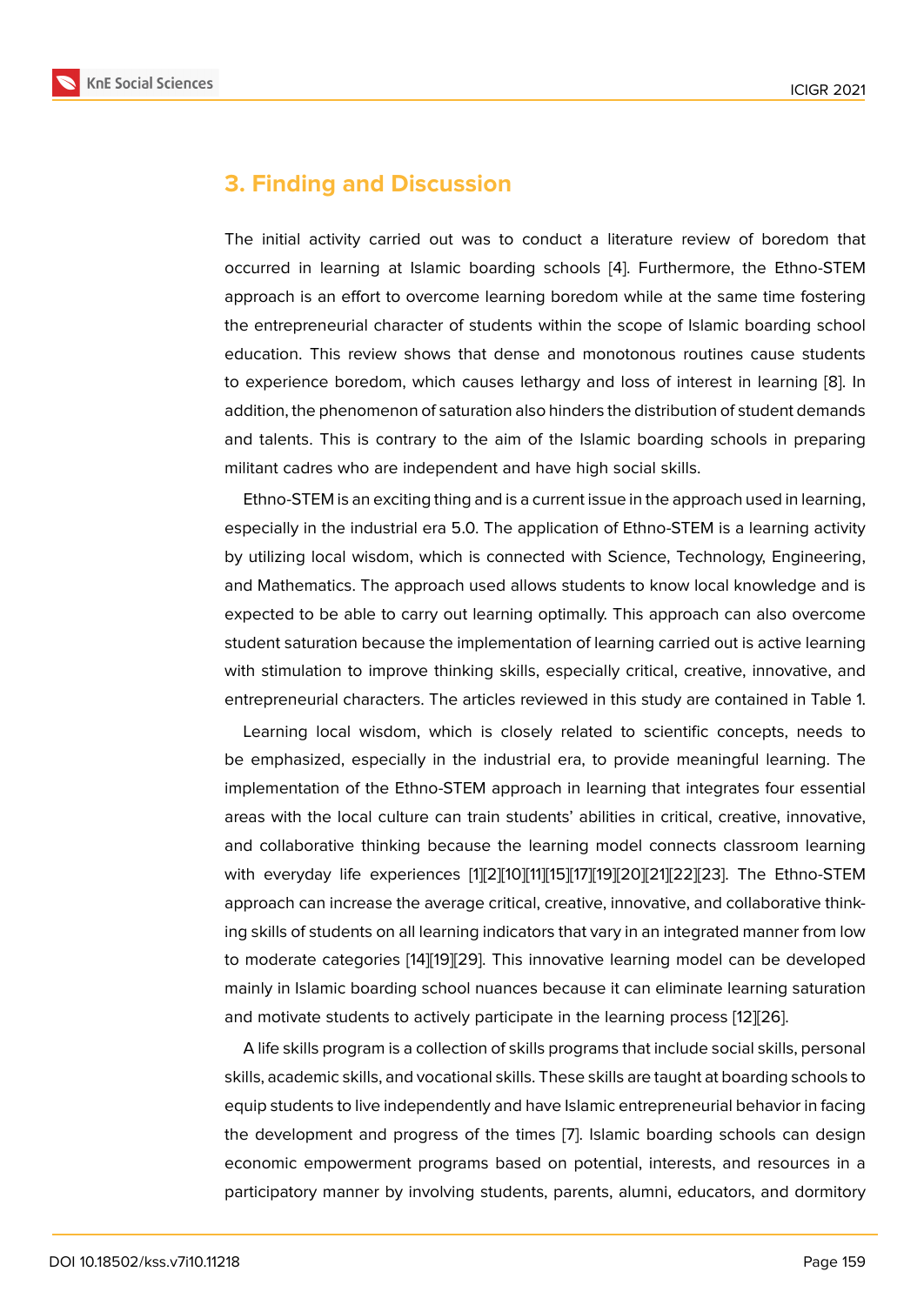## 3. Finding and Discussion

The initial activity carried out was to conduct a literature review of boredom that occurred in learning at Islamic boarding schools [4]. Furthermore, the Ethno-STEM approach is an effort to overcome learning boredom while at the same time fostering the entrepreneurial character of students within the scope of Islamic boarding school education. This review shows that dense and monotonous routines cause students to experience boredom, which causes lethargy and loss of interest in learning [8]. In addition, the phenomenon of saturation also hinders the distribution of student demands and talents. This is contrary to the aim of the Islamic boarding schools in preparing militant cadres who are independent and have high social skills.

Ethno-STEM is an exciting thing and is a current issue in the approach used in learning, especially in the industrial era 5.0. The application of Ethno-STEM is a learning activity by utilizing local wisdom, which is connected with Science, Technology, Engineering, and Mathematics. The approach used allows students to know local knowledge and is expected to be able to carry out learning optimally. This approach can also overcome student saturation because the implementation of learning carried out is active learning with stimulation to improve thinking skills, especially critical, creative, innovative, and entrepreneurial characters. The articles reviewed in this study are contained in Table 1.

Learning local wisdom, which is closely related to scientific concepts, needs to be emphasized, especially in the industrial era, to provide meaningful learning. The implementation of the Ethno-STEM approach in learning that integrates four essential areas with the local culture can train students' abilities in critical, creative, innovative, and collaborative thinking because the learning model connects classroom learning with everyday life experiences [1][2][10][11][15][17][19][20][21][22][23]. The Ethno-STEM approach can increase the average critical, creative, innovative, and collaborative thinking skills of students on all learning indicators that vary in an integrated manner from low to moderate categories [14][19][29]. This innovative learning model can be developed mainly in Islamic boarding school nuances because it can eliminate learning saturation and motivate students to actively participate in the learning process [12][26].

A life skills program is a collection of skills programs that include social skills, personal skills, academic skills, and vocational skills. These skills are taught at boarding schools to equip students to live independently and have Islamic entrepreneurial behavior in facing the development and progress of the times [7]. Islamic boarding schools can design economic empowerment programs based on potential, interests, and resources in a participatory manner by involving students, parents, alumni, educators, and dormitory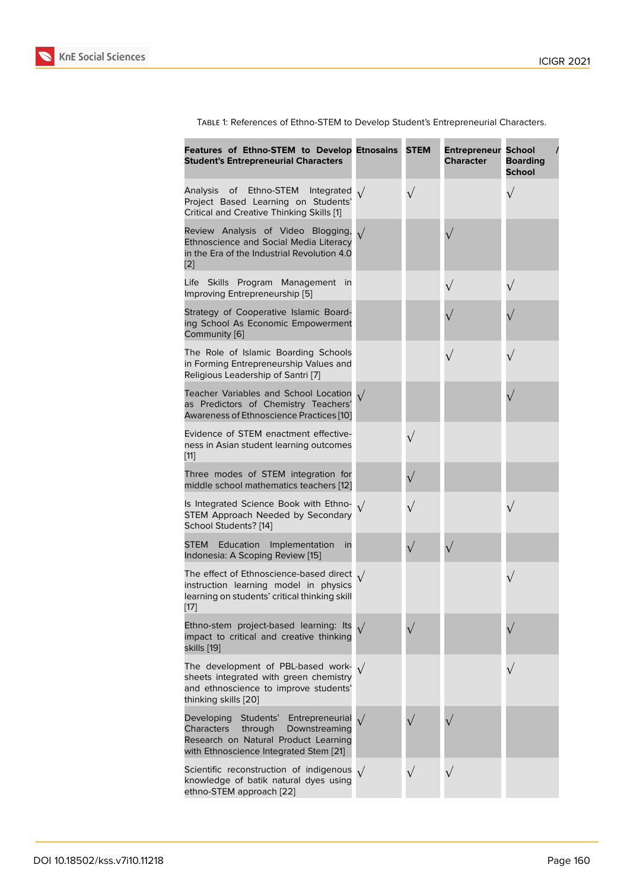Table 1: References of Ethno-STEM to Develop Student's Entrepreneurial Characters.

| Features of Ethno-STEM to Develop Student's Entrepreneurial Characters | Etnosains | STEM | Entrepreneur Character | School / Boarding School |
|---|---|---|---|---|
| Analysis of Ethno-STEM Integrated Project Based Learning on Students' Critical and Creative Thinking Skills [1] | √ | √ | | √ |
| Review Analysis of Video Blogging, Ethnoscience and Social Media Literacy in the Era of the Industrial Revolution 4.0 [2] | √ | | √ | |
| Life Skills Program Management in Improving Entrepreneurship [5] | | | √ | √ |
| Strategy of Cooperative Islamic Boarding School As Economic Empowerment Community [6] | | | √ | √ |
| The Role of Islamic Boarding Schools in Forming Entrepreneurship Values and Religious Leadership of Santri [7] | | | √ | √ |
| Teacher Variables and School Location as Predictors of Chemistry Teachers' Awareness of Ethnoscience Practices [10] | √ | | | √ |
| Evidence of STEM enactment effectiveness in Asian student learning outcomes [11] | | √ | | |
| Three modes of STEM integration for middle school mathematics teachers [12] | | √ | | |
| Is Integrated Science Book with Ethno-STEM Approach Needed by Secondary School Students? [14] | √ | √ | | √ |
| STEM Education Implementation in Indonesia: A Scoping Review [15] | | √ | √ | |
| The effect of Ethnoscience-based direct instruction learning model in physics learning on students' critical thinking skill [17] | √ | | | √ |
| Ethno-stem project-based learning: Its impact to critical and creative thinking skills [19] | √ | √ | | √ |
| The development of PBL-based worksheets integrated with green chemistry and ethnoscience to improve students' thinking skills [20] | √ | | | √ |
| Developing Students' Entrepreneurial Characters through Downstreaming Research on Natural Product Learning with Ethnoscience Integrated Stem [21] | √ | √ | √ | |
| Scientific reconstruction of indigenous knowledge of batik natural dyes using ethno-STEM approach [22] | √ | √ | √ | |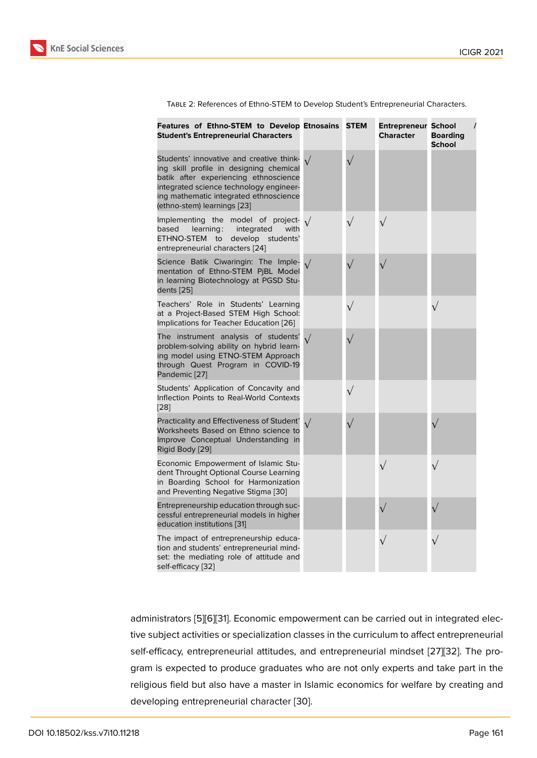Table 2: References of Ethno-STEM to Develop Student's Entrepreneurial Characters.

| Features of Ethno-STEM to Develop Student's Entrepreneurial Characters | Etnosains | STEM | Entrepreneur Character | School / Boarding School |
|---|---|---|---|---|
| Students' innovative and creative thinking skill profile in designing chemical batik after experiencing ethnoscience integrated science technology engineering mathematic integrated ethnoscience (ethno-stem) learnings [23] | √ | √ | | |
| Implementing the model of project-based learning: integrated with ETHNO-STEM to develop students' entrepreneurial characters [24] | √ | √ | √ | |
| Science Batik Ciwaringin: The Implementation of Ethno-STEM PjBL Model in learning Biotechnology at PGSD Students [25] | √ | √ | √ | |
| Teachers' Role in Students' Learning at a Project-Based STEM High School: Implications for Teacher Education [26] | | √ | | √ |
| The instrument analysis of students' problem-solving ability on hybrid learning model using ETNO-STEM Approach through Quest Program in COVID-19 Pandemic [27] | √ | √ | | |
| Students' Application of Concavity and Inflection Points to Real-World Contexts [28] | | √ | | |
| Practicality and Effectiveness of Student' Worksheets Based on Ethno science to Improve Conceptual Understanding in Rigid Body [29] | √ | √ | | √ |
| Economic Empowerment of Islamic Student Throught Optional Course Learning in Boarding School for Harmonization and Preventing Negative Stigma [30] | | | √ | √ |
| Entrepreneurship education through successful entrepreneurial models in higher education institutions [31] | | | √ | √ |
| The impact of entrepreneurship education and students' entrepreneurial mindset: the mediating role of attitude and self-efficacy [32] | | | √ | √ |

administrators [5][6][31]. Economic empowerment can be carried out in integrated elective subject activities or specialization classes in the curriculum to affect entrepreneurial self-efficacy, entrepreneurial attitudes, and entrepreneurial mindset [27][32]. The program is expected to produce graduates who are not only experts and take part in the religious field but also have a master in Islamic economics for welfare by creating and developing entrepreneurial character [30].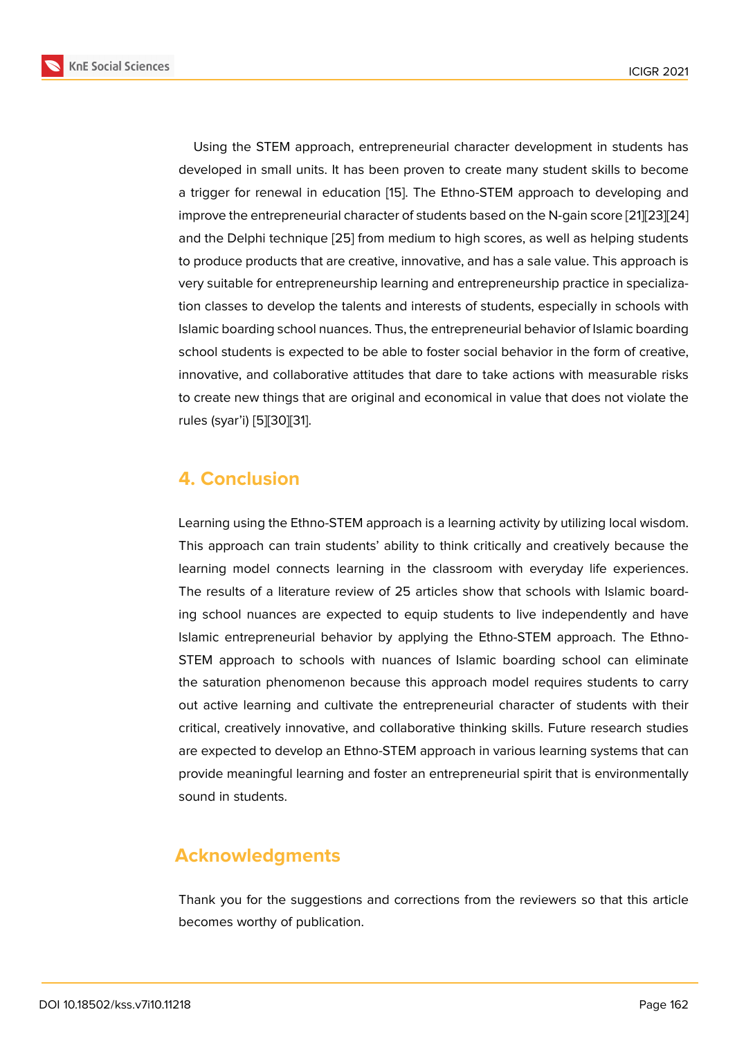Using the STEM approach, entrepreneurial character development in students has developed in small units. It has been proven to create many student skills to become a trigger for renewal in education [15]. The Ethno-STEM approach to developing and improve the entrepreneurial character of students based on the N-gain score [21][23][24] and the Delphi technique [25] from medium to high scores, as well as helping students to produce products that are creative, innovative, and has a sale value. This approach is very suitable for entrepreneurship learning and entrepreneurship practice in specialization classes to develop the talents and interests of students, especially in schools with Islamic boarding school nuances. Thus, the entrepreneurial behavior of Islamic boarding school students is expected to be able to foster social behavior in the form of creative, innovative, and collaborative attitudes that dare to take actions with measurable risks to create new things that are original and economical in value that does not violate the rules (syar'i) [5][30][31].

## 4. Conclusion

Learning using the Ethno-STEM approach is a learning activity by utilizing local wisdom. This approach can train students' ability to think critically and creatively because the learning model connects learning in the classroom with everyday life experiences. The results of a literature review of 25 articles show that schools with Islamic boarding school nuances are expected to equip students to live independently and have Islamic entrepreneurial behavior by applying the Ethno-STEM approach. The Ethno-STEM approach to schools with nuances of Islamic boarding school can eliminate the saturation phenomenon because this approach model requires students to carry out active learning and cultivate the entrepreneurial character of students with their critical, creatively innovative, and collaborative thinking skills. Future research studies are expected to develop an Ethno-STEM approach in various learning systems that can provide meaningful learning and foster an entrepreneurial spirit that is environmentally sound in students.

## Acknowledgments

Thank you for the suggestions and corrections from the reviewers so that this article becomes worthy of publication.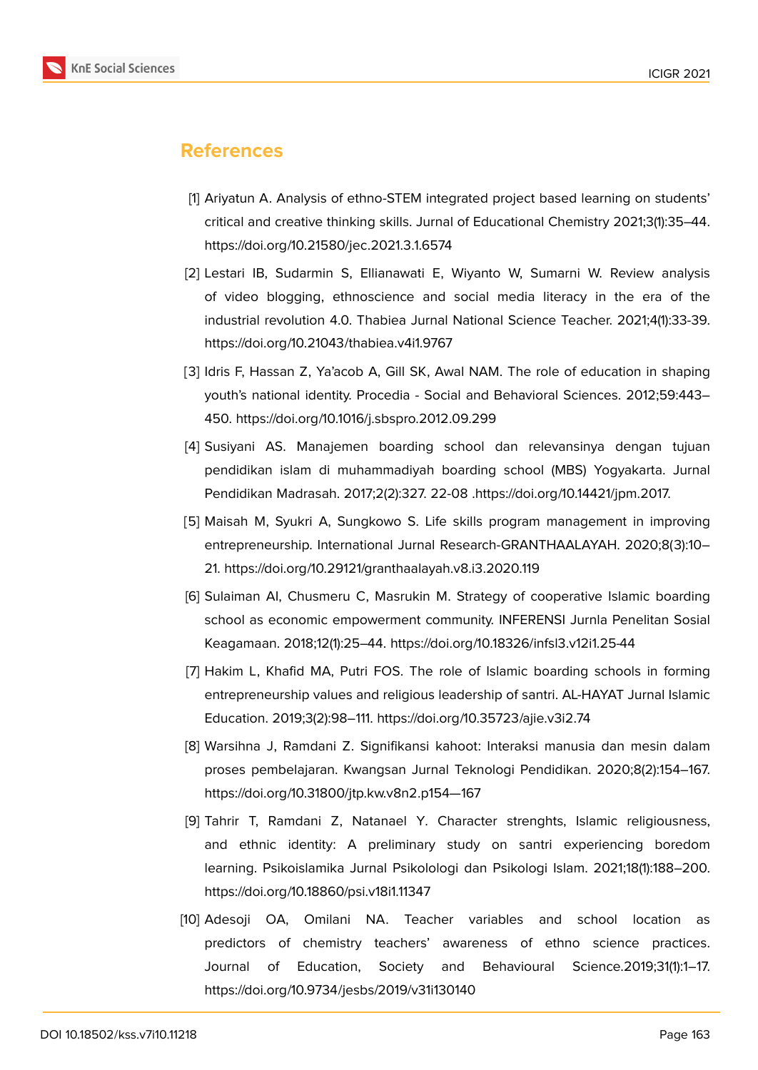## References

[1] Ariyatun A. Analysis of ethno-STEM integrated project based learning on students' critical and creative thinking skills. Jurnal of Educational Chemistry 2021;3(1):35–44. https://doi.org/10.21580/jec.2021.3.1.6574

[2] Lestari IB, Sudarmin S, Ellianawati E, Wiyanto W, Sumarni W. Review analysis of video blogging, ethnoscience and social media literacy in the era of the industrial revolution 4.0. Thabiea Jurnal National Science Teacher. 2021;4(1):33-39. https://doi.org/10.21043/thabiea.v4i1.9767

[3] Idris F, Hassan Z, Ya'acob A, Gill SK, Awal NAM. The role of education in shaping youth's national identity. Procedia - Social and Behavioral Sciences. 2012;59:443–450. https://doi.org/10.1016/j.sbspro.2012.09.299

[4] Susiyani AS. Manajemen boarding school dan relevansinya dengan tujuan pendidikan islam di muhammadiyah boarding school (MBS) Yogyakarta. Jurnal Pendidikan Madrasah. 2017;2(2):327. 22-08 .https://doi.org/10.14421/jpm.2017.

[5] Maisah M, Syukri A, Sungkowo S. Life skills program management in improving entrepreneurship. International Jurnal Research-GRANTHAALAYAH. 2020;8(3):10–21. https://doi.org/10.29121/granthaalayah.v8.i3.2020.119

[6] Sulaiman AI, Chusmeru C, Masrukin M. Strategy of cooperative Islamic boarding school as economic empowerment community. INFERENSI Jurnla Penelitan Sosial Keagamaan. 2018;12(1):25–44. https://doi.org/10.18326/infsl3.v12i1.25-44

[7] Hakim L, Khafid MA, Putri FOS. The role of Islamic boarding schools in forming entrepreneurship values and religious leadership of santri. AL-HAYAT Jurnal Islamic Education. 2019;3(2):98–111. https://doi.org/10.35723/ajie.v3i2.74

[8] Warsihna J, Ramdani Z. Signifikansi kahoot: Interaksi manusia dan mesin dalam proses pembelajaran. Kwangsan Jurnal Teknologi Pendidikan. 2020;8(2):154–167. https://doi.org/10.31800/jtp.kw.v8n2.p154—167

[9] Tahrir T, Ramdani Z, Natanael Y. Character strenghts, Islamic religiousness, and ethnic identity: A preliminary study on santri experiencing boredom learning. Psikoislamika Jurnal Psikolologi dan Psikologi Islam. 2021;18(1):188–200. https://doi.org/10.18860/psi.v18i1.11347

[10] Adesoji OA, Omilani NA. Teacher variables and school location as predictors of chemistry teachers' awareness of ethno science practices. Journal of Education, Society and Behavioural Science.2019;31(1):1–17. https://doi.org/10.9734/jesbs/2019/v31i130140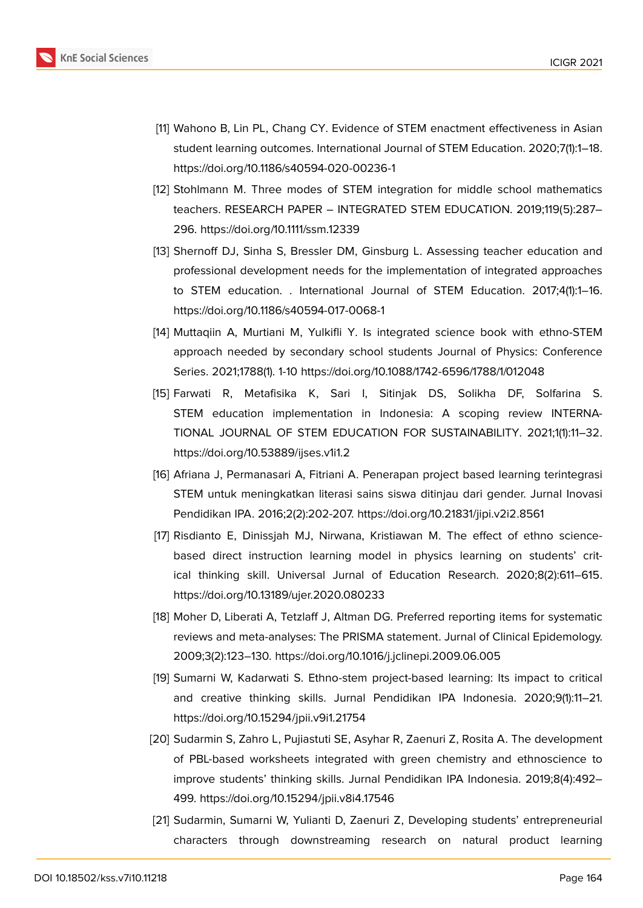[11] Wahono B, Lin PL, Chang CY. Evidence of STEM enactment effectiveness in Asian student learning outcomes. International Journal of STEM Education. 2020;7(1):1–18. https://doi.org/10.1186/s40594-020-00236-1

[12] Stohlmann M. Three modes of STEM integration for middle school mathematics teachers. RESEARCH PAPER – INTEGRATED STEM EDUCATION. 2019;119(5):287–296. https://doi.org/10.1111/ssm.12339

[13] Shernoff DJ, Sinha S, Bressler DM, Ginsburg L. Assessing teacher education and professional development needs for the implementation of integrated approaches to STEM education. . International Journal of STEM Education. 2017;4(1):1–16. https://doi.org/10.1186/s40594-017-0068-1

[14] Muttaqiin A, Murtiani M, Yulkifli Y. Is integrated science book with ethno-STEM approach needed by secondary school students Journal of Physics: Conference Series. 2021;1788(1). 1-10 https://doi.org/10.1088/1742-6596/1788/1/012048

[15] Farwati R, Metafisika K, Sari I, Sitinjak DS, Solikha DF, Solfarina S. STEM education implementation in Indonesia: A scoping review INTERNATIONAL JOURNAL OF STEM EDUCATION FOR SUSTAINABILITY. 2021;1(1):11–32. https://doi.org/10.53889/ijses.v1i1.2

[16] Afriana J, Permanasari A, Fitriani A. Penerapan project based learning terintegrasi STEM untuk meningkatkan literasi sains siswa ditinjau dari gender. Jurnal Inovasi Pendidikan IPA. 2016;2(2):202-207. https://doi.org/10.21831/jipi.v2i2.8561

[17] Risdianto E, Dinissjah MJ, Nirwana, Kristiawan M. The effect of ethno science-based direct instruction learning model in physics learning on students' critical thinking skill. Universal Jurnal of Education Research. 2020;8(2):611–615. https://doi.org/10.13189/ujer.2020.080233

[18] Moher D, Liberati A, Tetzlaff J, Altman DG. Preferred reporting items for systematic reviews and meta-analyses: The PRISMA statement. Jurnal of Clinical Epidemology. 2009;3(2):123–130. https://doi.org/10.1016/j.jclinepi.2009.06.005

[19] Sumarni W, Kadarwati S. Ethno-stem project-based learning: Its impact to critical and creative thinking skills. Jurnal Pendidikan IPA Indonesia. 2020;9(1):11–21. https://doi.org/10.15294/jpii.v9i1.21754

[20] Sudarmin S, Zahro L, Pujiastuti SE, Asyhar R, Zaenuri Z, Rosita A. The development of PBL-based worksheets integrated with green chemistry and ethnoscience to improve students' thinking skills. Jurnal Pendidikan IPA Indonesia. 2019;8(4):492–499. https://doi.org/10.15294/jpii.v8i4.17546

[21] Sudarmin, Sumarni W, Yulianti D, Zaenuri Z, Developing students' entrepreneurial characters through downstreaming research on natural product learning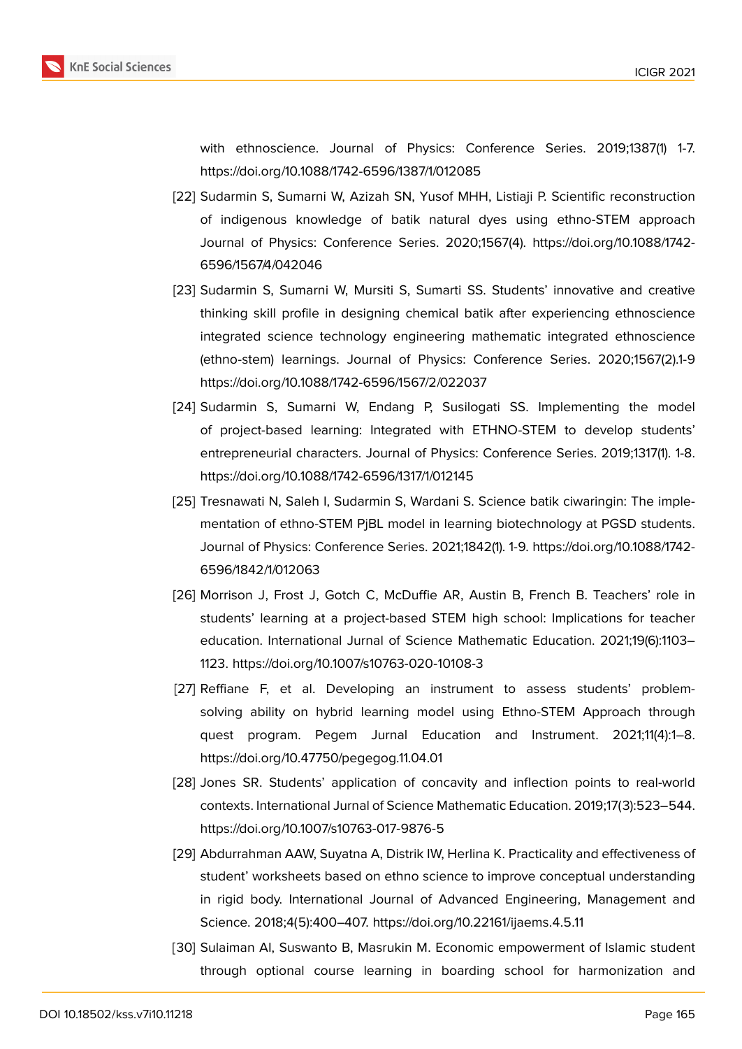with ethnoscience. Journal of Physics: Conference Series. 2019;1387(1) 1-7. https://doi.org/10.1088/1742-6596/1387/1/012085

[22] Sudarmin S, Sumarni W, Azizah SN, Yusof MHH, Listiaji P. Scientific reconstruction of indigenous knowledge of batik natural dyes using ethno-STEM approach Journal of Physics: Conference Series. 2020;1567(4). https://doi.org/10.1088/1742-6596/1567/4/042046

[23] Sudarmin S, Sumarni W, Mursiti S, Sumarti SS. Students' innovative and creative thinking skill profile in designing chemical batik after experiencing ethnoscience integrated science technology engineering mathematic integrated ethnoscience (ethno-stem) learnings. Journal of Physics: Conference Series. 2020;1567(2).1-9 https://doi.org/10.1088/1742-6596/1567/2/022037

[24] Sudarmin S, Sumarni W, Endang P, Susilogati SS. Implementing the model of project-based learning: Integrated with ETHNO-STEM to develop students' entrepreneurial characters. Journal of Physics: Conference Series. 2019;1317(1). 1-8. https://doi.org/10.1088/1742-6596/1317/1/012145

[25] Tresnawati N, Saleh I, Sudarmin S, Wardani S. Science batik ciwaringin: The implementation of ethno-STEM PjBL model in learning biotechnology at PGSD students. Journal of Physics: Conference Series. 2021;1842(1). 1-9. https://doi.org/10.1088/1742-6596/1842/1/012063

[26] Morrison J, Frost J, Gotch C, McDuffie AR, Austin B, French B. Teachers' role in students' learning at a project-based STEM high school: Implications for teacher education. International Jurnal of Science Mathematic Education. 2021;19(6):1103–1123. https://doi.org/10.1007/s10763-020-10108-3

[27] Reffiane F, et al. Developing an instrument to assess students' problem-solving ability on hybrid learning model using Ethno-STEM Approach through quest program. Pegem Jurnal Education and Instrument. 2021;11(4):1–8. https://doi.org/10.47750/pegegog.11.04.01

[28] Jones SR. Students' application of concavity and inflection points to real-world contexts. International Jurnal of Science Mathematic Education. 2019;17(3):523–544. https://doi.org/10.1007/s10763-017-9876-5

[29] Abdurrahman AAW, Suyatna A, Distrik IW, Herlina K. Practicality and effectiveness of student' worksheets based on ethno science to improve conceptual understanding in rigid body. International Journal of Advanced Engineering, Management and Science. 2018;4(5):400–407. https://doi.org/10.22161/ijaems.4.5.11

[30] Sulaiman AI, Suswanto B, Masrukin M. Economic empowerment of Islamic student through optional course learning in boarding school for harmonization and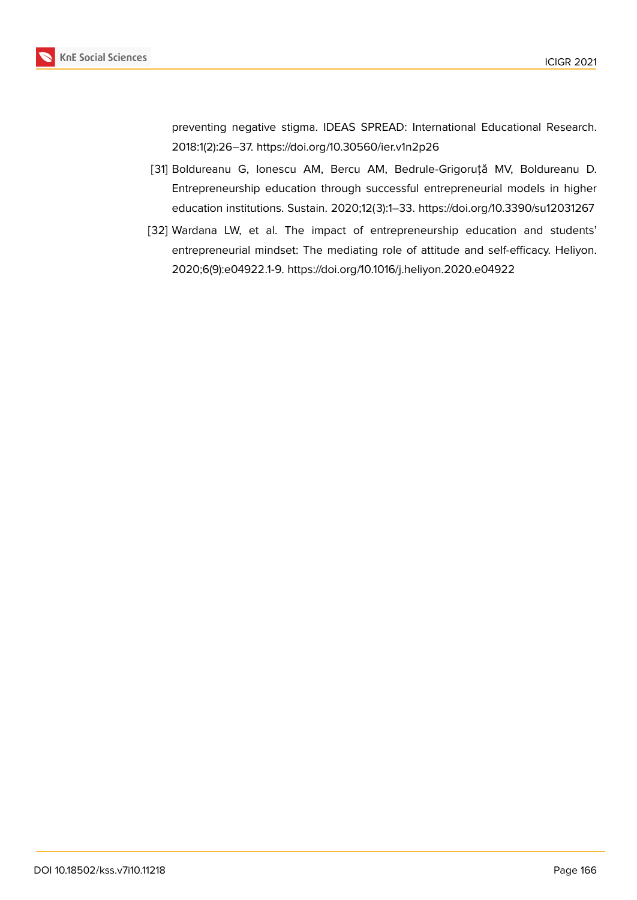preventing negative stigma. IDEAS SPREAD: International Educational Research. 2018:1(2):26–37. https://doi.org/10.30560/ier.v1n2p26

[31] Boldureanu G, Ionescu AM, Bercu AM, Bedrule-Grigoruță MV, Boldureanu D. Entrepreneurship education through successful entrepreneurial models in higher education institutions. Sustain. 2020;12(3):1–33. https://doi.org/10.3390/su12031267

[32] Wardana LW, et al. The impact of entrepreneurship education and students' entrepreneurial mindset: The mediating role of attitude and self-efficacy. Heliyon. 2020;6(9):e04922.1-9. https://doi.org/10.1016/j.heliyon.2020.e04922